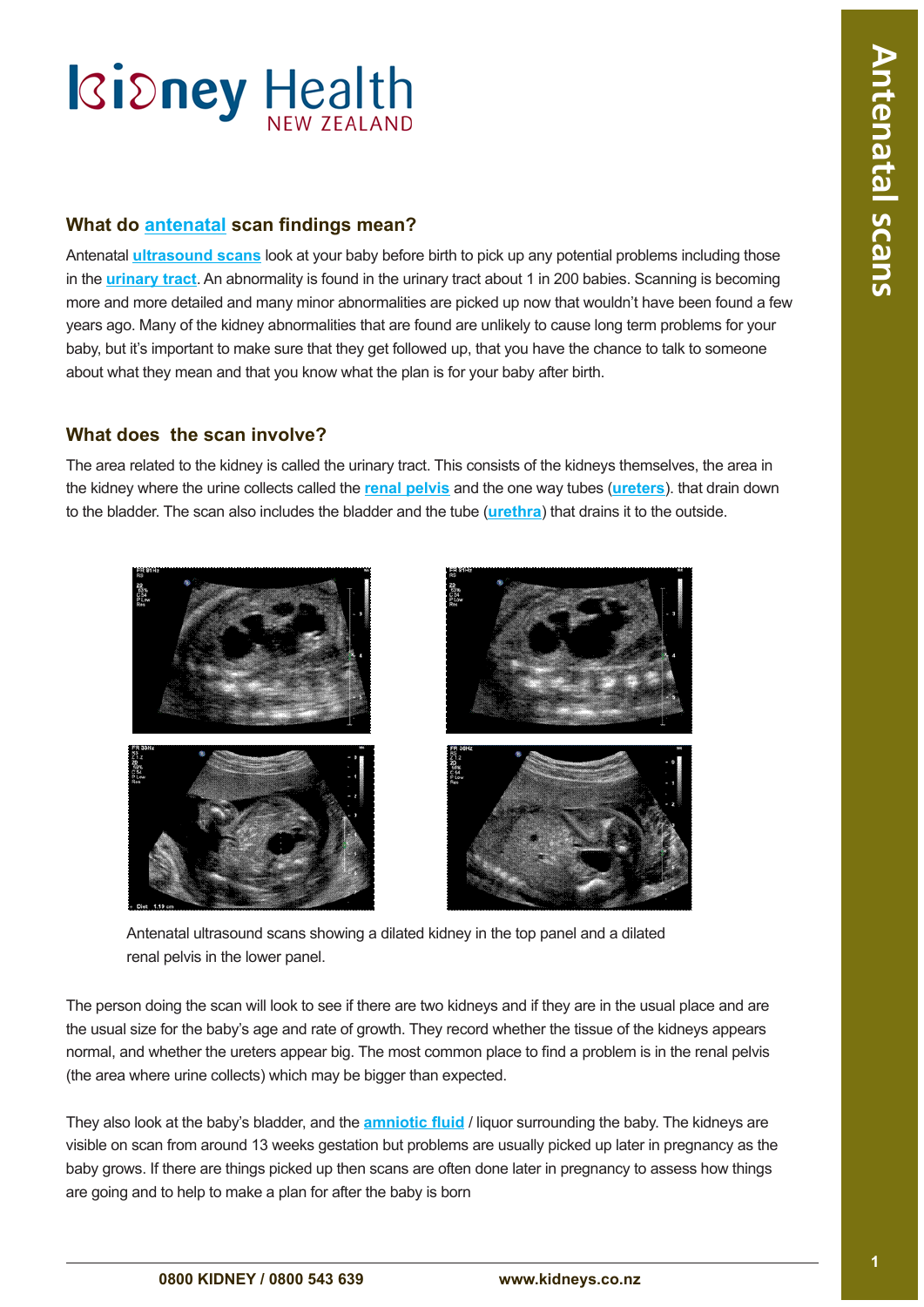# Kidney Health NEW ZEALAND

## What do antenatal scan findings mean?

Antenatal **ultrasound scans** look at your baby before birth to pick up any potential problems including those in the **urinary tract**. An abnormality is found in the urinary tract about 1 in 200 babies. Scanning is becoming more and more detailed and many minor abnormalities are picked up now that wouldn't have been found a few years ago. Many of the kidney abnormalities that are found are unlikely to cause long term problems for your baby, but it's important to make sure that they get followed up, that you have the chance to talk to someone about what they mean and that you know what the plan is for your baby after birth.

## What does the scan involve?

The area related to the kidney is called the urinary tract. This consists of the kidneys themselves, the area in the kidney where the urine collects called the **renal pelvis** and the one way tubes (**ureters**). that drain down to the bladder. The scan also includes the bladder and the tube (**urethra**) that drains it to the outside.

Antenatal ultrasound scans showing a dilated kidney in the top panel and a dilated renal pelvis in the lower panel.

The person doing the scan will look to see if there are two kidneys and if they are in the usual place and are the usual size for the baby's age and rate of growth. They record whether the tissue of the kidneys appears normal, and whether the ureters appear big. The most common place to find a problem is in the renal pelvis (the area where urine collects) which may be bigger than expected.

They also look at the baby's bladder, and the **amniotic fluid** / liquor surrounding the baby. The kidneys are visible on scan from around 13 weeks gestation but problems are usually picked up later in pregnancy as the baby grows. If there are things picked up then scans are often done later in pregnancy to assess how things are going and to help to make a plan for after the baby is born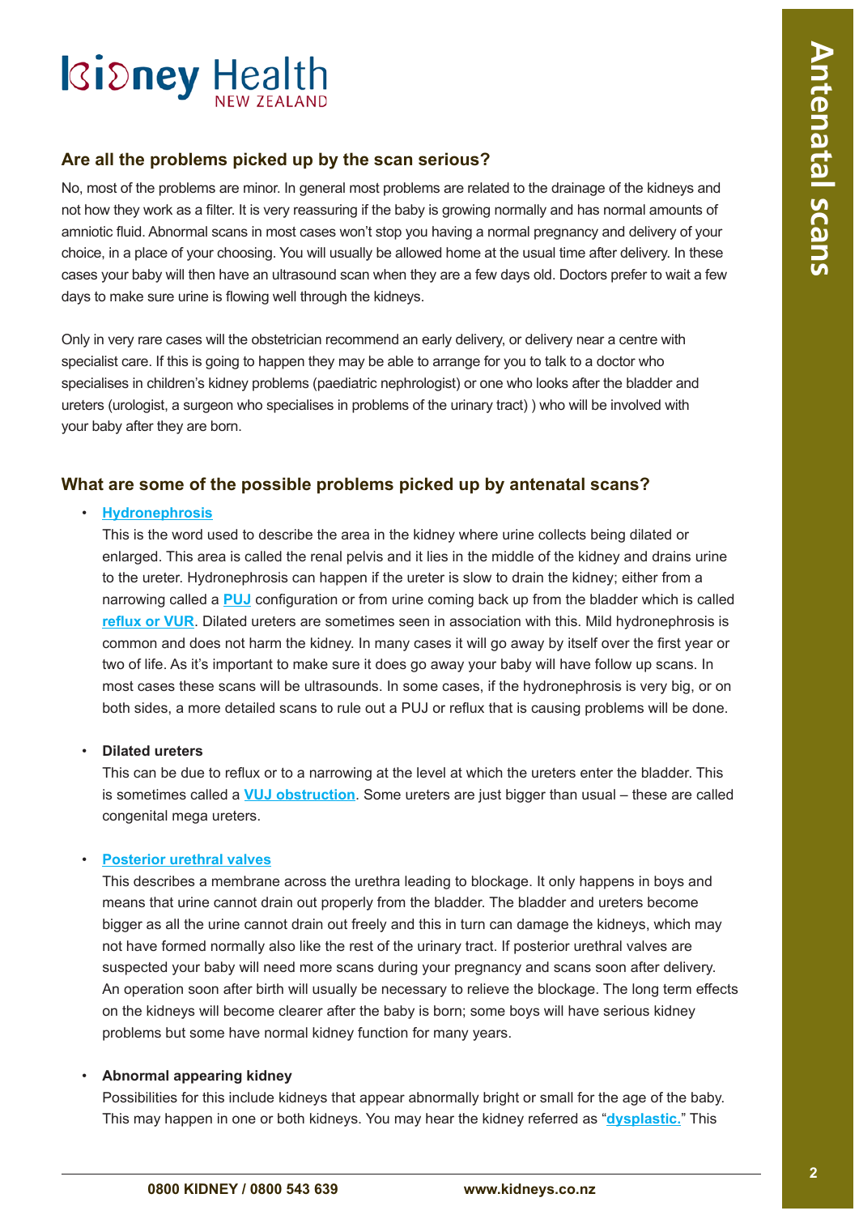## Are all the problems picked up by the scan serious?

No, most of the problems are minor. In general most problems are related to the drainage of the kidneys and not how they work as a filter. It is very reassuring if the baby is growing normally and has normal amounts of amniotic fluid. Abnormal scans in most cases won't stop you having a normal pregnancy and delivery of your choice, in a place of your choosing. You will usually be allowed home at the usual time after delivery. In these cases your baby will then have an ultrasound scan when they are a few days old. Doctors prefer to wait a few days to make sure urine is flowing well through the kidneys.

Only in very rare cases will the obstetrician recommend an early delivery, or delivery near a centre with specialist care. If this is going to happen they may be able to arrange for you to talk to a doctor who specialises in children's kidney problems (paediatric nephrologist) or one who looks after the bladder and ureters (urologist, a surgeon who specialises in problems of the urinary tract) ) who will be involved with your baby after they are born.

## What are some of the possible problems picked up by antenatal scans?

- **Hydronephrosis**
  This is the word used to describe the area in the kidney where urine collects being dilated or enlarged. This area is called the renal pelvis and it lies in the middle of the kidney and drains urine to the ureter. Hydronephrosis can happen if the ureter is slow to drain the kidney; either from a narrowing called a **PUJ** configuration or from urine coming back up from the bladder which is called **reflux or VUR**. Dilated ureters are sometimes seen in association with this. Mild hydronephrosis is common and does not harm the kidney. In many cases it will go away by itself over the first year or two of life. As it's important to make sure it does go away your baby will have follow up scans. In most cases these scans will be ultrasounds. In some cases, if the hydronephrosis is very big, or on both sides, a more detailed scans to rule out a PUJ or reflux that is causing problems will be done.

- **Dilated ureters**
  This can be due to reflux or to a narrowing at the level at which the ureters enter the bladder. This is sometimes called a **VUJ obstruction**. Some ureters are just bigger than usual – these are called congenital mega ureters.

- **Posterior urethral valves**
  This describes a membrane across the urethra leading to blockage. It only happens in boys and means that urine cannot drain out properly from the bladder. The bladder and ureters become bigger as all the urine cannot drain out freely and this in turn can damage the kidneys, which may not have formed normally also like the rest of the urinary tract. If posterior urethral valves are suspected your baby will need more scans during your pregnancy and scans soon after delivery. An operation soon after birth will usually be necessary to relieve the blockage. The long term effects on the kidneys will become clearer after the baby is born; some boys will have serious kidney problems but some have normal kidney function for many years.

- **Abnormal appearing kidney**
  Possibilities for this include kidneys that appear abnormally bright or small for the age of the baby. This may happen in one or both kidneys. You may hear the kidney referred as "**dysplastic.**" This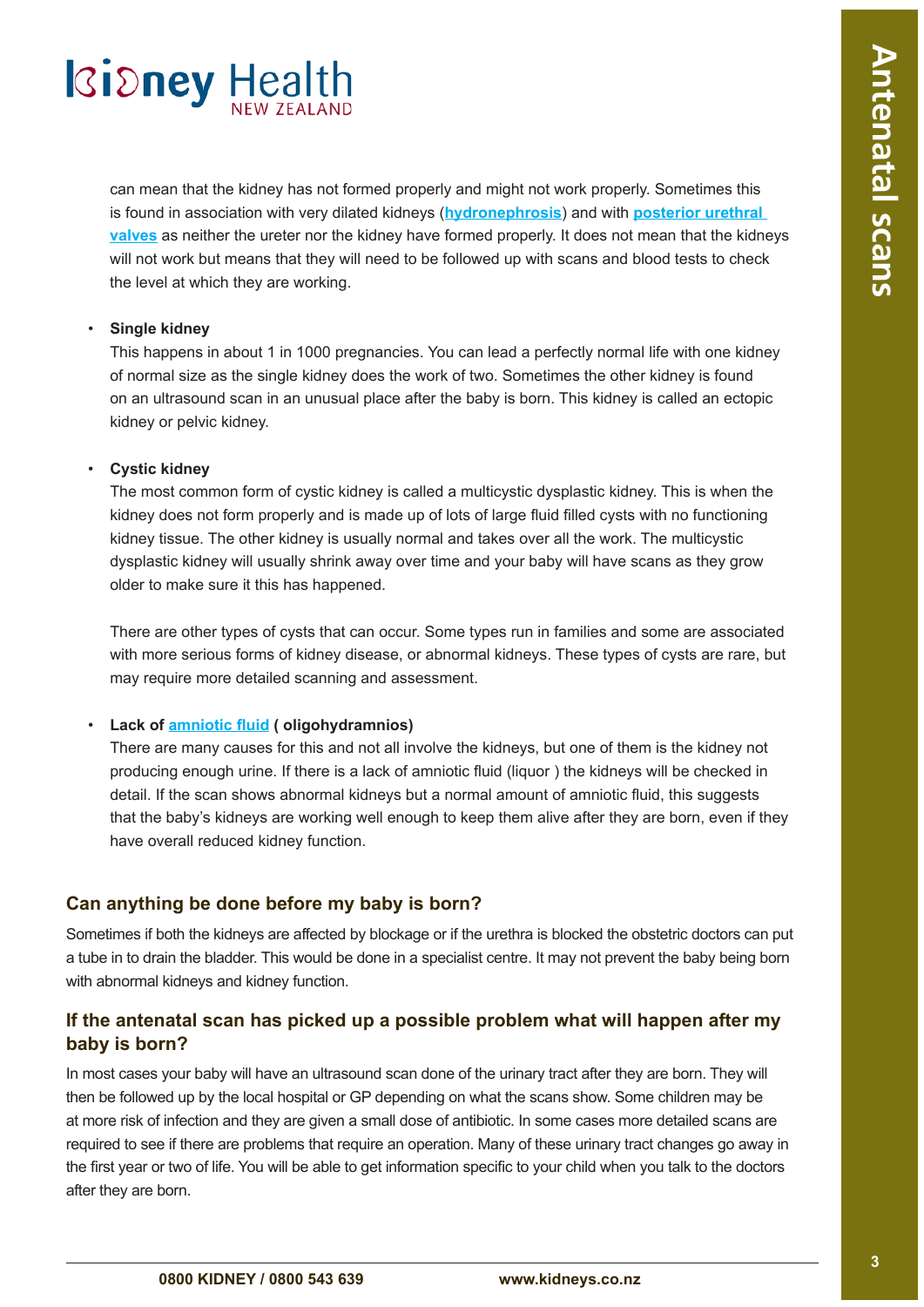can mean that the kidney has not formed properly and might not work properly. Sometimes this is found in association with very dilated kidneys (**hydronephrosis**) and with **posterior urethral valves** as neither the ureter nor the kidney have formed properly. It does not mean that the kidneys will not work but means that they will need to be followed up with scans and blood tests to check the level at which they are working.

- **Single kidney**
  This happens in about 1 in 1000 pregnancies. You can lead a perfectly normal life with one kidney of normal size as the single kidney does the work of two. Sometimes the other kidney is found on an ultrasound scan in an unusual place after the baby is born. This kidney is called an ectopic kidney or pelvic kidney.

- **Cystic kidney**
  The most common form of cystic kidney is called a multicystic dysplastic kidney. This is when the kidney does not form properly and is made up of lots of large fluid filled cysts with no functioning kidney tissue. The other kidney is usually normal and takes over all the work. The multicystic dysplastic kidney will usually shrink away over time and your baby will have scans as they grow older to make sure it this has happened.

  There are other types of cysts that can occur. Some types run in families and some are associated with more serious forms of kidney disease, or abnormal kidneys. These types of cysts are rare, but may require more detailed scanning and assessment.

- **Lack of amniotic fluid ( oligohydramnios)**
  There are many causes for this and not all involve the kidneys, but one of them is the kidney not producing enough urine. If there is a lack of amniotic fluid (liquor ) the kidneys will be checked in detail. If the scan shows abnormal kidneys but a normal amount of amniotic fluid, this suggests that the baby's kidneys are working well enough to keep them alive after they are born, even if they have overall reduced kidney function.

## Can anything be done before my baby is born?

Sometimes if both the kidneys are affected by blockage or if the urethra is blocked the obstetric doctors can put a tube in to drain the bladder. This would be done in a specialist centre. It may not prevent the baby being born with abnormal kidneys and kidney function.

## If the antenatal scan has picked up a possible problem what will happen after my baby is born?

In most cases your baby will have an ultrasound scan done of the urinary tract after they are born. They will then be followed up by the local hospital or GP depending on what the scans show. Some children may be at more risk of infection and they are given a small dose of antibiotic. In some cases more detailed scans are required to see if there are problems that require an operation. Many of these urinary tract changes go away in the first year or two of life. You will be able to get information specific to your child when you talk to the doctors after they are born.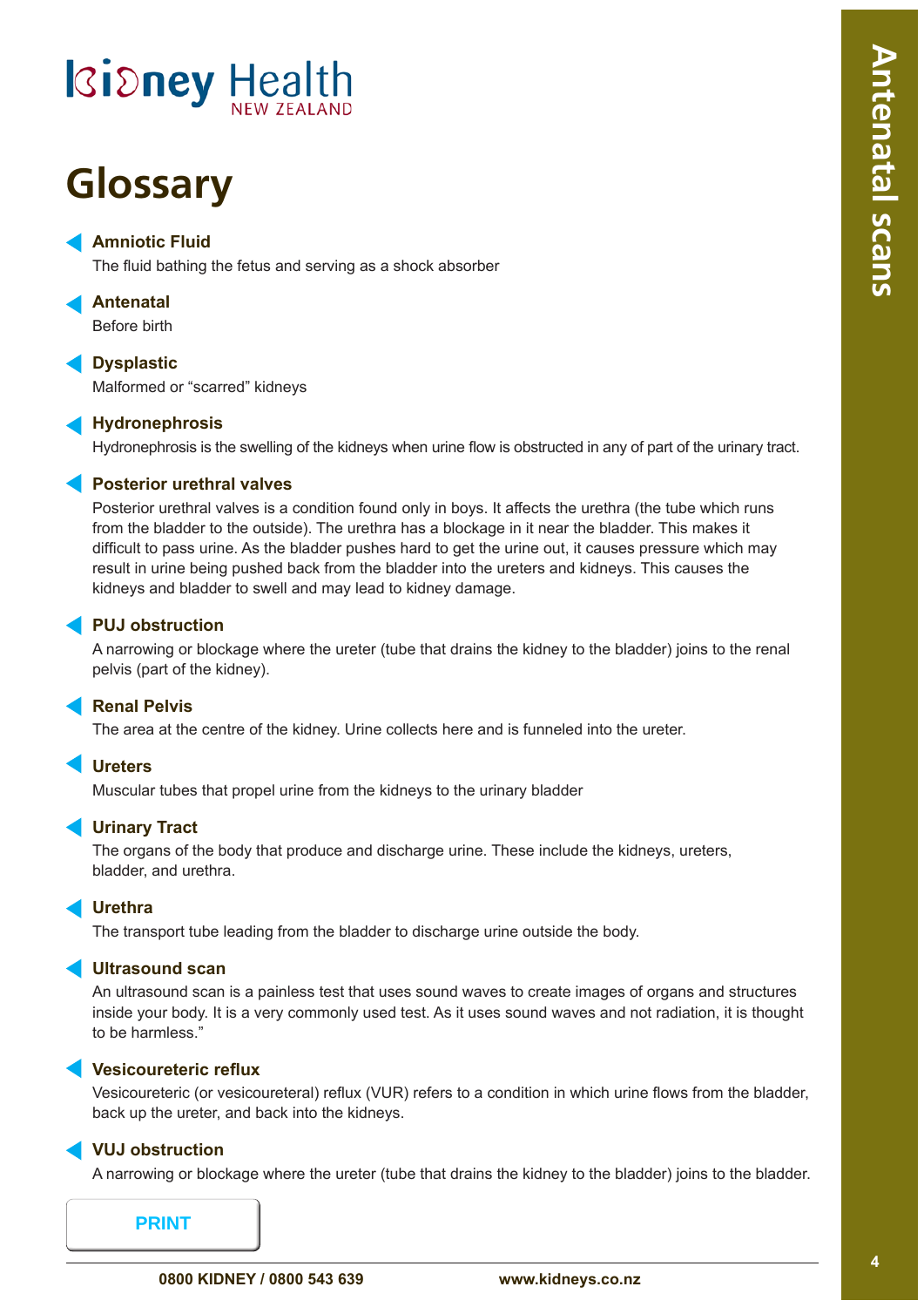Kidney Health NEW ZEALAND

# Glossary

### Amniotic Fluid

The fluid bathing the fetus and serving as a shock absorber

### Antenatal

Before birth

### Dysplastic

Malformed or "scarred" kidneys

### Hydronephrosis

Hydronephrosis is the swelling of the kidneys when urine flow is obstructed in any of part of the urinary tract.

### Posterior urethral valves

Posterior urethral valves is a condition found only in boys. It affects the urethra (the tube which runs from the bladder to the outside). The urethra has a blockage in it near the bladder. This makes it difficult to pass urine. As the bladder pushes hard to get the urine out, it causes pressure which may result in urine being pushed back from the bladder into the ureters and kidneys. This causes the kidneys and bladder to swell and may lead to kidney damage.

### PUJ obstruction

A narrowing or blockage where the ureter (tube that drains the kidney to the bladder) joins to the renal pelvis (part of the kidney).

### Renal Pelvis

The area at the centre of the kidney. Urine collects here and is funneled into the ureter.

### Ureters

Muscular tubes that propel urine from the kidneys to the urinary bladder

### Urinary Tract

The organs of the body that produce and discharge urine. These include the kidneys, ureters, bladder, and urethra.

### Urethra

The transport tube leading from the bladder to discharge urine outside the body.

### Ultrasound scan

An ultrasound scan is a painless test that uses sound waves to create images of organs and structures inside your body. It is a very commonly used test. As it uses sound waves and not radiation, it is thought to be harmless."

### Vesicoureteric reflux

Vesicoureteric (or vesicoureteral) reflux (VUR) refers to a condition in which urine flows from the bladder, back up the ureter, and back into the kidneys.

### VUJ obstruction

A narrowing or blockage where the ureter (tube that drains the kidney to the bladder) joins to the bladder.

PRINT

0800 KIDNEY / 0800 543 639    www.kidneys.co.nz